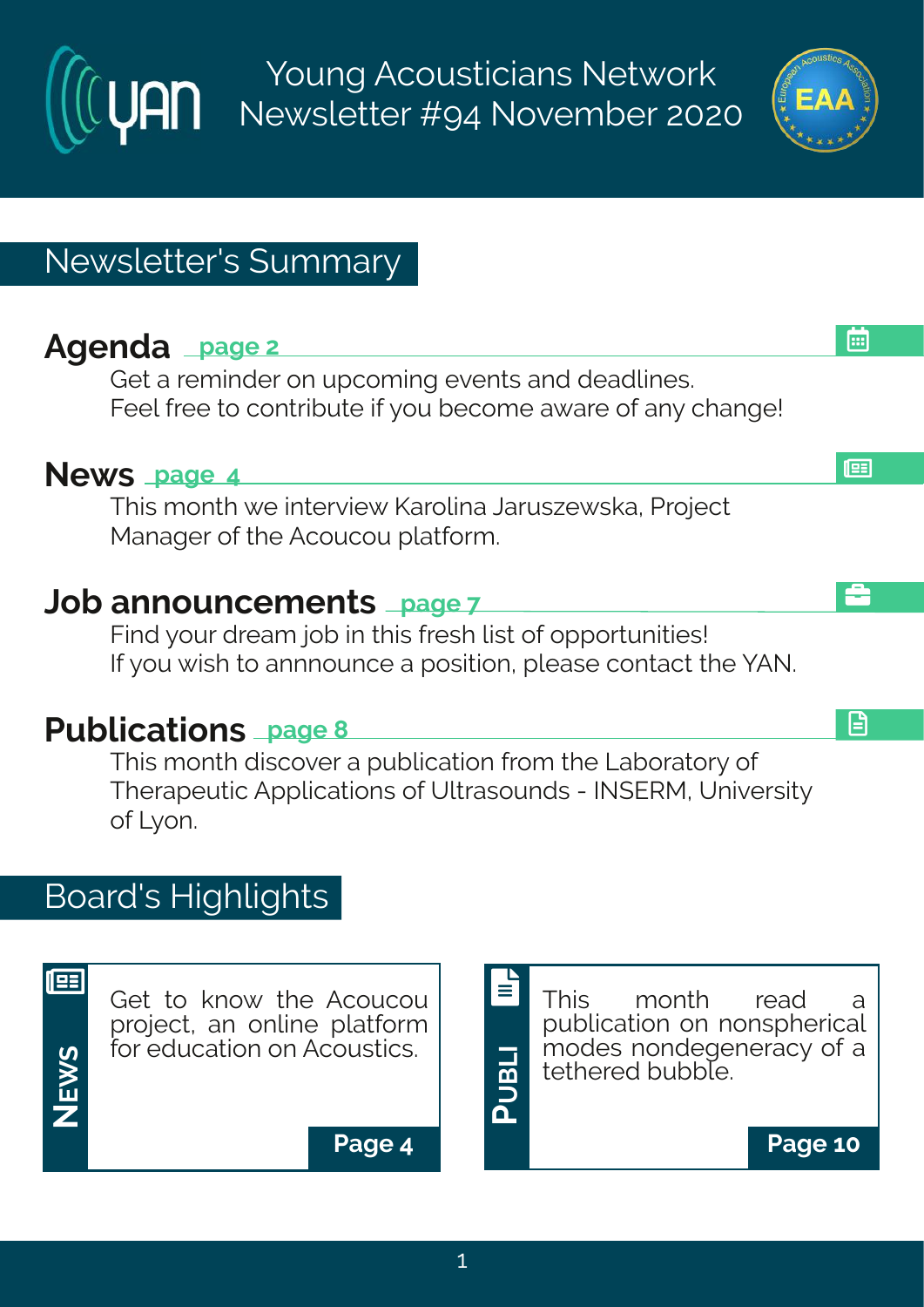# Young Acousticians Network Newsletter #94 November 2020

## Newsletter's Summary

### Agenda page 2

Get a reminder on upcoming events and deadlines.
Feel free to contribute if you become aware of any change!

### News page 4

This month we interview Karolina Jaruszewska, Project Manager of the Acoucou platform.

### Job announcements page 7

Find your dream job in this fresh list of opportunities!
If you wish to annnounce a position, please contact the YAN.

### Publications page 8

This month discover a publication from the Laboratory of Therapeutic Applications of Ultrasounds - INSERM, University of Lyon.

## Board's Highlights

**NEWS**

Get to know the Acoucou project, an online platform for education on Acoustics.

**Page 4**

**PUBLI**

This month read a publication on nonspherical modes nondegeneracy of a tethered bubble.

**Page 10**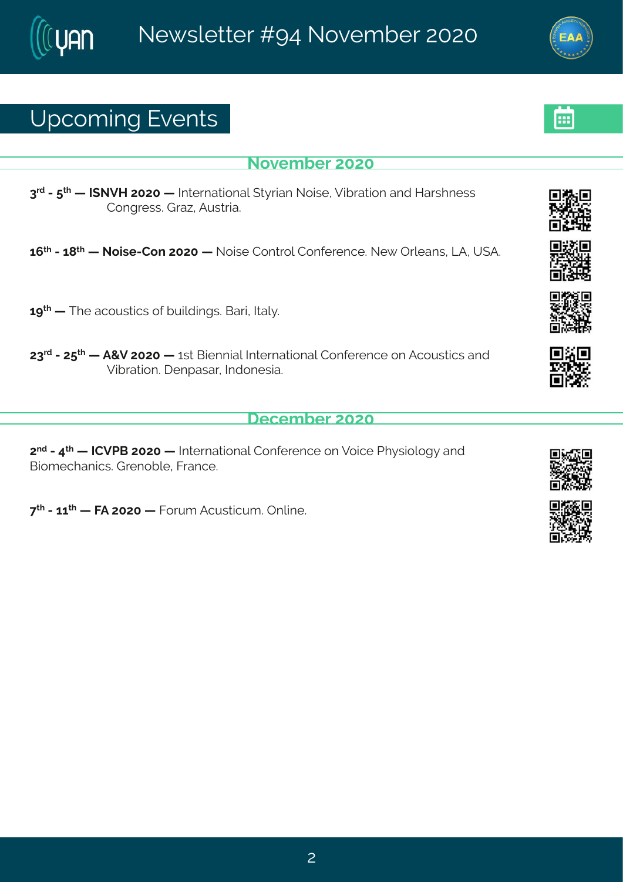## Upcoming Events

### November 2020

3rd - 5th — **ISNVH 2020 —** International Styrian Noise, Vibration and Harshness Congress. Graz, Austria.

16th - 18th — **Noise-Con 2020 —** Noise Control Conference. New Orleans, LA, USA.

19th — The acoustics of buildings. Bari, Italy.

23rd - 25th — **A&V 2020 —** 1st Biennial International Conference on Acoustics and Vibration. Denpasar, Indonesia.

### December 2020

2nd - 4th — **ICVPB 2020 —** International Conference on Voice Physiology and Biomechanics. Grenoble, France.

7th - 11th — **FA 2020 —** Forum Acusticum. Online.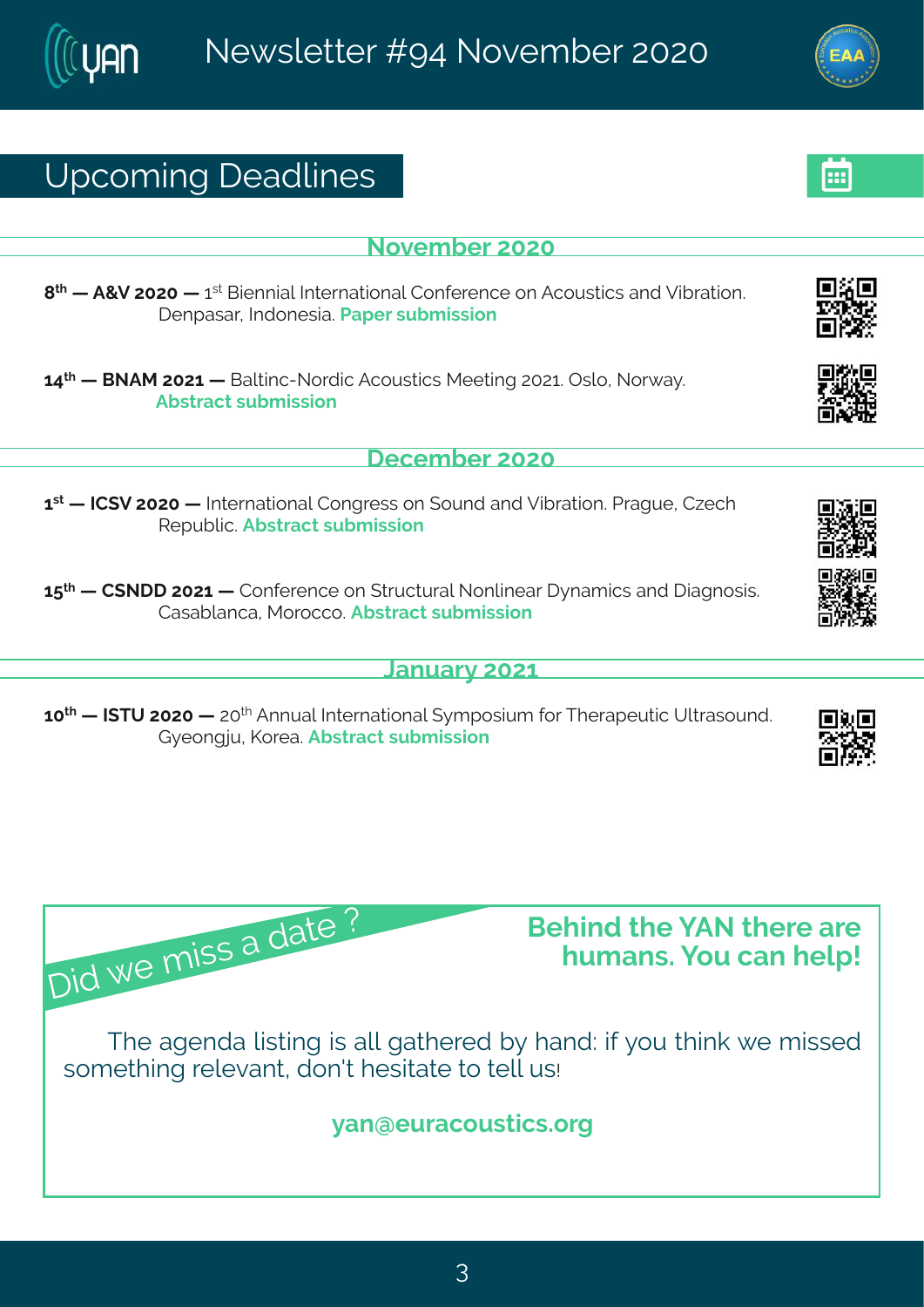# Upcoming Deadlines

## November 2020

**8th — A&V 2020 —** 1st Biennial International Conference on Acoustics and Vibration. Denpasar, Indonesia. **Paper submission**

**14th — BNAM 2021 —** Baltinc-Nordic Acoustics Meeting 2021. Oslo, Norway. **Abstract submission**

## December 2020

**1st — ICSV 2020 —** International Congress on Sound and Vibration. Prague, Czech Republic. **Abstract submission**

**15th — CSNDD 2021 —** Conference on Structural Nonlinear Dynamics and Diagnosis. Casablanca, Morocco. **Abstract submission**

## January 2021

**10th — ISTU 2020 —** 20th Annual International Symposium for Therapeutic Ultrasound. Gyeongju, Korea. **Abstract submission**

Did we miss a date ?

**Behind the YAN there are humans. You can help!**

The agenda listing is all gathered by hand: if you think we missed something relevant, don't hesitate to tell us!

**yan@euracoustics.org**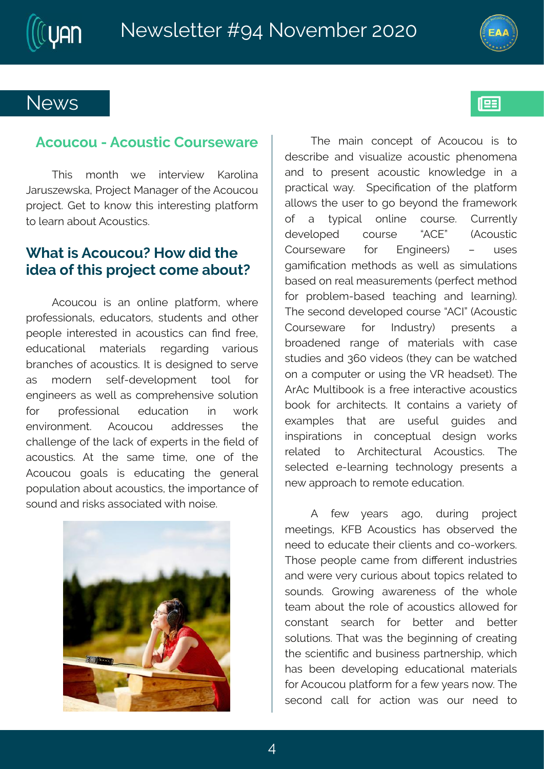## News

### Acoucou - Acoustic Courseware

This month we interview Karolina Jaruszewska, Project Manager of the Acoucou project. Get to know this interesting platform to learn about Acoustics.

### What is Acoucou? How did the idea of this project come about?

Acoucou is an online platform, where professionals, educators, students and other people interested in acoustics can find free, educational materials regarding various branches of acoustics. It is designed to serve as modern self-development tool for engineers as well as comprehensive solution for professional education in work environment. Acoucou addresses the challenge of the lack of experts in the field of acoustics. At the same time, one of the Acoucou goals is educating the general population about acoustics, the importance of sound and risks associated with noise.

The main concept of Acoucou is to describe and visualize acoustic phenomena and to present acoustic knowledge in a practical way. Specification of the platform allows the user to go beyond the framework of a typical online course. Currently developed course "ACE" (Acoustic Courseware for Engineers) – uses gamification methods as well as simulations based on real measurements (perfect method for problem-based teaching and learning). The second developed course "ACI" (Acoustic Courseware for Industry) presents a broadened range of materials with case studies and 360 videos (they can be watched on a computer or using the VR headset). The ArAc Multibook is a free interactive acoustics book for architects. It contains a variety of examples that are useful guides and inspirations in conceptual design works related to Architectural Acoustics. The selected e-learning technology presents a new approach to remote education.

A few years ago, during project meetings, KFB Acoustics has observed the need to educate their clients and co-workers. Those people came from different industries and were very curious about topics related to sounds. Growing awareness of the whole team about the role of acoustics allowed for constant search for better and better solutions. That was the beginning of creating the scientific and business partnership, which has been developing educational materials for Acoucou platform for a few years now. The second call for action was our need to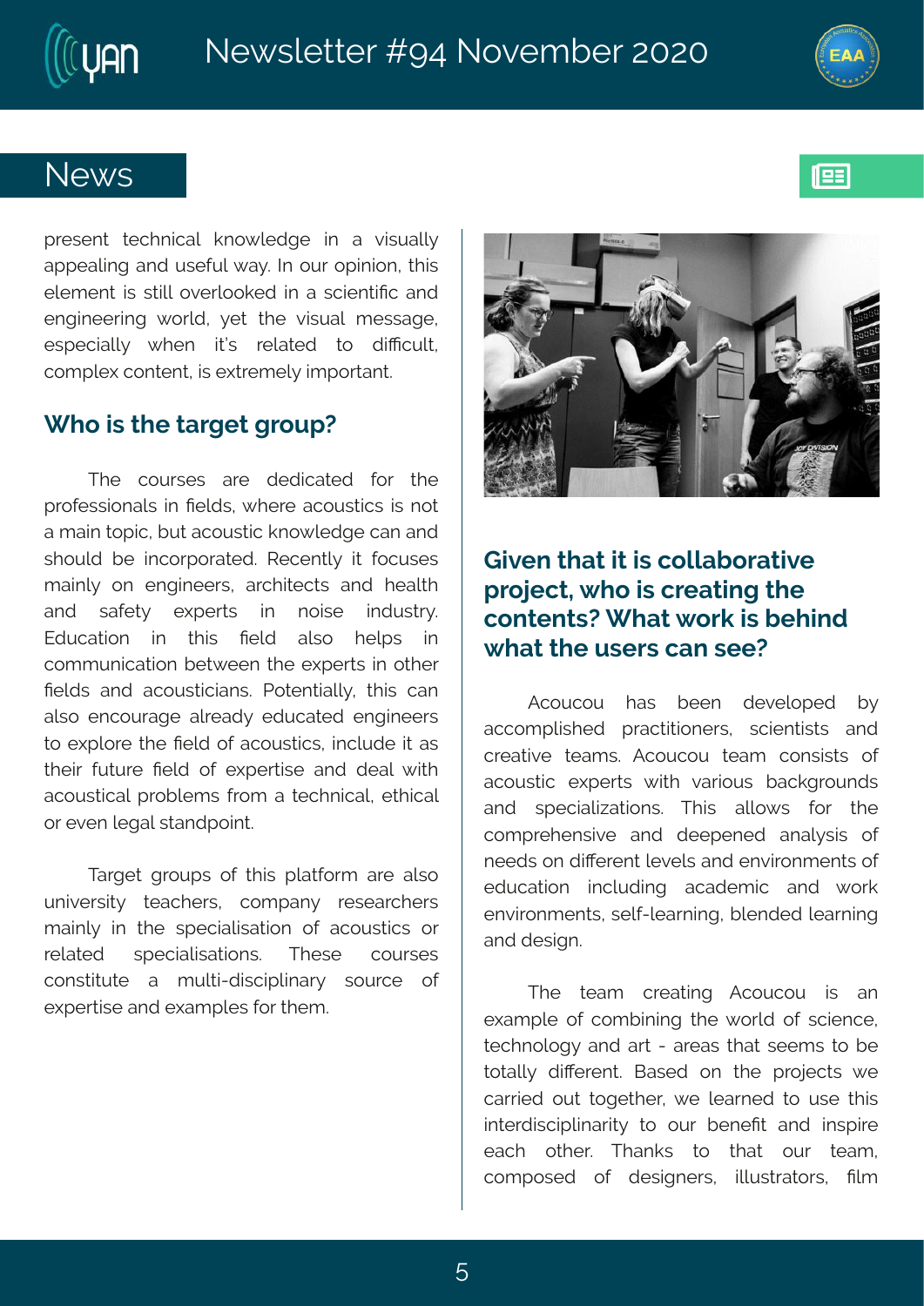## News

present technical knowledge in a visually appealing and useful way. In our opinion, this element is still overlooked in a scientific and engineering world, yet the visual message, especially when it's related to difficult, complex content, is extremely important.

### Who is the target group?

The courses are dedicated for the professionals in fields, where acoustics is not a main topic, but acoustic knowledge can and should be incorporated. Recently it focuses mainly on engineers, architects and health and safety experts in noise industry. Education in this field also helps in communication between the experts in other fields and acousticians. Potentially, this can also encourage already educated engineers to explore the field of acoustics, include it as their future field of expertise and deal with acoustical problems from a technical, ethical or even legal standpoint.

Target groups of this platform are also university teachers, company researchers mainly in the specialisation of acoustics or related specialisations. These courses constitute a multi-disciplinary source of expertise and examples for them.

### Given that it is collaborative project, who is creating the contents? What work is behind what the users can see?

Acoucou has been developed by accomplished practitioners, scientists and creative teams. Acoucou team consists of acoustic experts with various backgrounds and specializations. This allows for the comprehensive and deepened analysis of needs on different levels and environments of education including academic and work environments, self-learning, blended learning and design.

The team creating Acoucou is an example of combining the world of science, technology and art - areas that seems to be totally different. Based on the projects we carried out together, we learned to use this interdisciplinarity to our benefit and inspire each other. Thanks to that our team, composed of designers, illustrators, film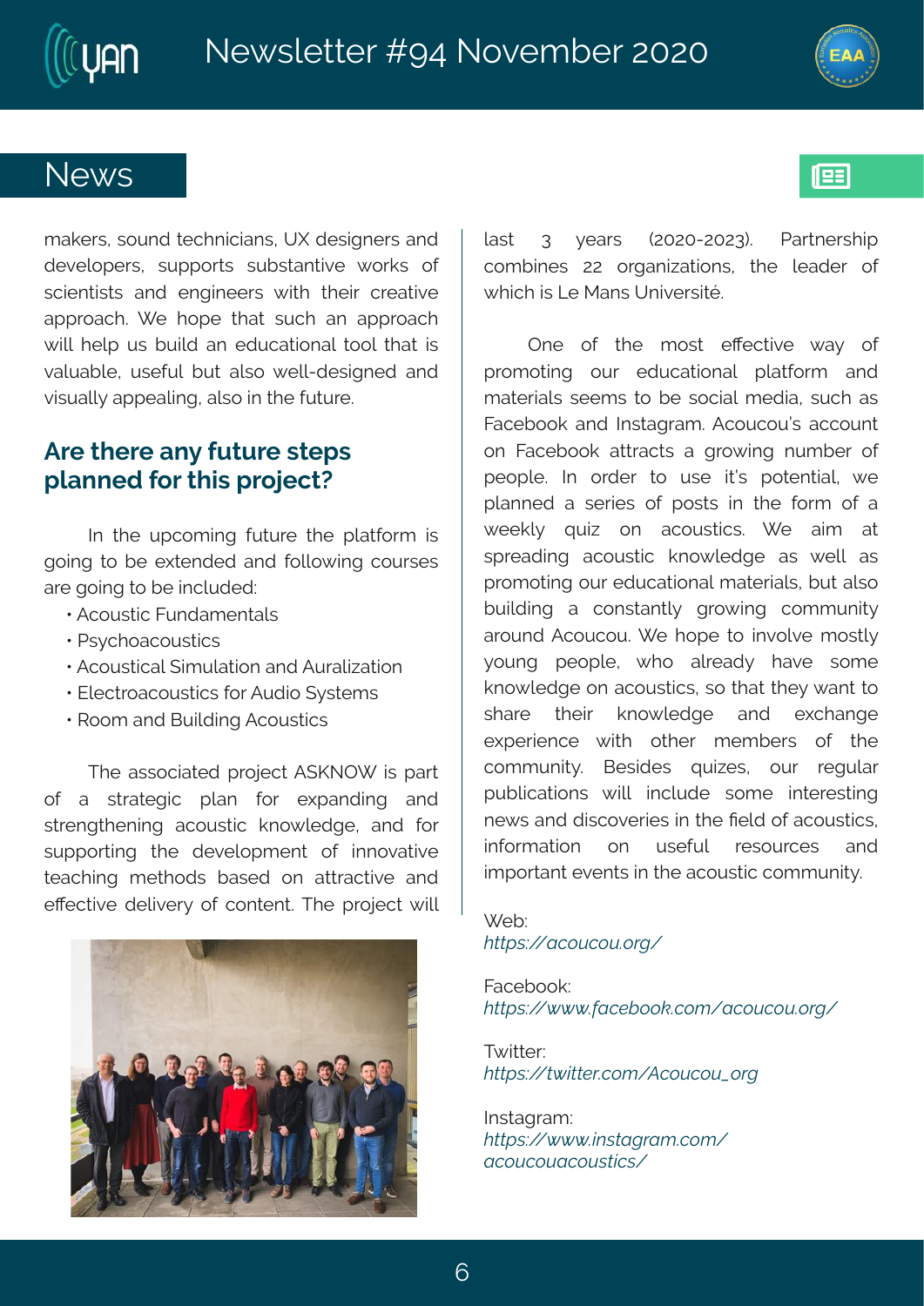## News

makers, sound technicians, UX designers and developers, supports substantive works of scientists and engineers with their creative approach. We hope that such an approach will help us build an educational tool that is valuable, useful but also well-designed and visually appealing, also in the future.

### Are there any future steps planned for this project?

In the upcoming future the platform is going to be extended and following courses are going to be included:

- Acoustic Fundamentals
- Psychoacoustics
- Acoustical Simulation and Auralization
- Electroacoustics for Audio Systems
- Room and Building Acoustics

The associated project ASKNOW is part of a strategic plan for expanding and strengthening acoustic knowledge, and for supporting the development of innovative teaching methods based on attractive and effective delivery of content. The project will last 3 years (2020-2023). Partnership combines 22 organizations, the leader of which is Le Mans Université.

One of the most effective way of promoting our educational platform and materials seems to be social media, such as Facebook and Instagram. Acoucou's account on Facebook attracts a growing number of people. In order to use it's potential, we planned a series of posts in the form of a weekly quiz on acoustics. We aim at spreading acoustic knowledge as well as promoting our educational materials, but also building a constantly growing community around Acoucou. We hope to involve mostly young people, who already have some knowledge on acoustics, so that they want to share their knowledge and exchange experience with other members of the community. Besides quizes, our regular publications will include some interesting news and discoveries in the field of acoustics, information on useful resources and important events in the acoustic community.

Web:
*https://acoucou.org/*

Facebook:
*https://www.facebook.com/acoucou.org/*

Twitter:
*https://twitter.com/Acoucou_org*

Instagram:
*https://www.instagram.com/acoucouacoustics/*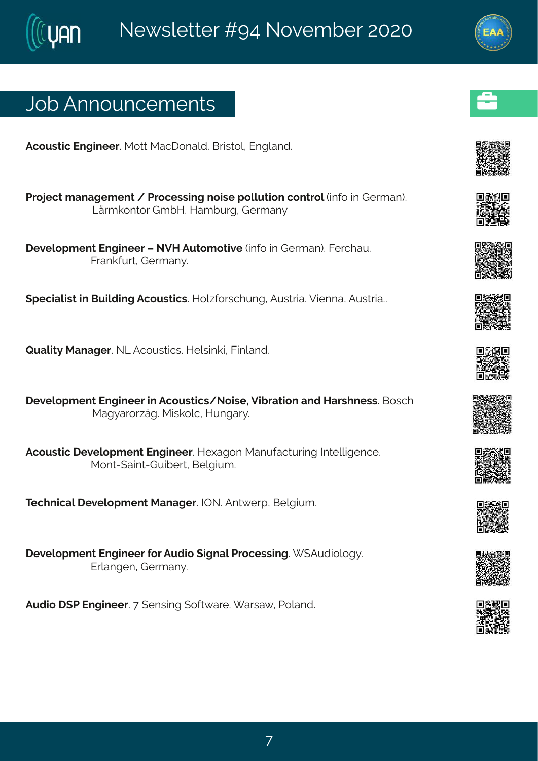# Job Announcements

**Acoustic Engineer**. Mott MacDonald. Bristol, England.

**Project management / Processing noise pollution control** (info in German). Lärmkontor GmbH. Hamburg, Germany

**Development Engineer – NVH Automotive** (info in German). Ferchau. Frankfurt, Germany.

**Specialist in Building Acoustics**. Holzforschung, Austria. Vienna, Austria..

**Quality Manager**. NL Acoustics. Helsinki, Finland.

**Development Engineer in Acoustics/Noise, Vibration and Harshness**. Bosch Magyarország. Miskolc, Hungary.

**Acoustic Development Engineer**. Hexagon Manufacturing Intelligence. Mont-Saint-Guibert, Belgium.

**Technical Development Manager**. ION. Antwerp, Belgium.

**Development Engineer for Audio Signal Processing**. WSAudiology. Erlangen, Germany.

**Audio DSP Engineer**. 7 Sensing Software. Warsaw, Poland.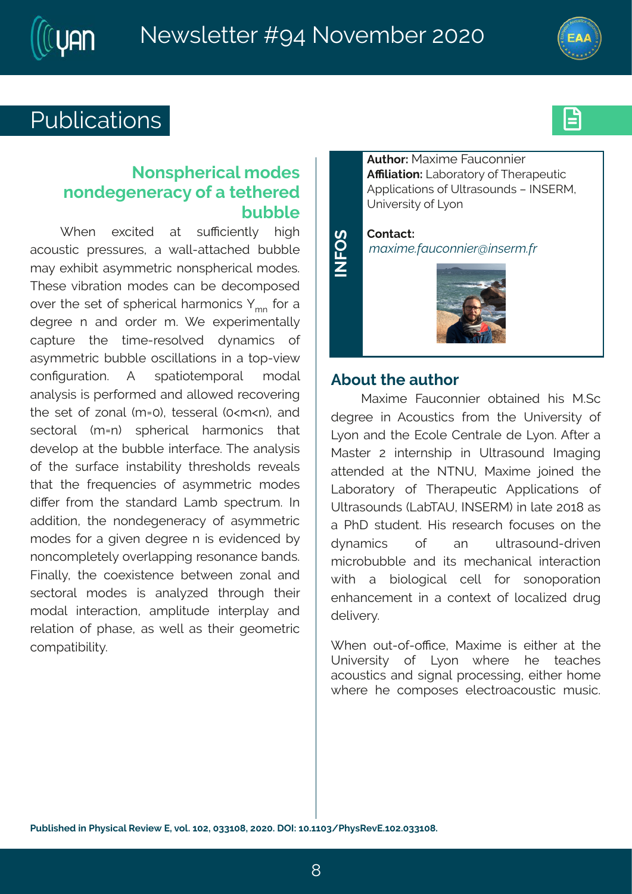# Publications

## Nonspherical modes nondegeneracy of a tethered bubble

When excited at sufficiently high acoustic pressures, a wall-attached bubble may exhibit asymmetric nonspherical modes. These vibration modes can be decomposed over the set of spherical harmonics $Y_{mn}$ for a degree n and order m. We experimentally capture the time-resolved dynamics of asymmetric bubble oscillations in a top-view configuration. A spatiotemporal modal analysis is performed and allowed recovering the set of zonal (m=0), tesseral (0<m<n), and sectoral (m=n) spherical harmonics that develop at the bubble interface. The analysis of the surface instability thresholds reveals that the frequencies of asymmetric modes differ from the standard Lamb spectrum. In addition, the nondegeneracy of asymmetric modes for a given degree n is evidenced by noncompletely overlapping resonance bands. Finally, the coexistence between zonal and sectoral modes is analyzed through their modal interaction, amplitude interplay and relation of phase, as well as their geometric compatibility.

**INFOS**

**Author:** Maxime Fauconnier
**Affiliation:** Laboratory of Therapeutic Applications of Ultrasounds – INSERM, University of Lyon

**Contact:**
*maxime.fauconnier@inserm.fr*

## About the author

Maxime Fauconnier obtained his M.Sc degree in Acoustics from the University of Lyon and the Ecole Centrale de Lyon. After a Master 2 internship in Ultrasound Imaging attended at the NTNU, Maxime joined the Laboratory of Therapeutic Applications of Ultrasounds (LabTAU, INSERM) in late 2018 as a PhD student. His research focuses on the dynamics of an ultrasound-driven microbubble and its mechanical interaction with a biological cell for sonoporation enhancement in a context of localized drug delivery.

When out-of-office, Maxime is either at the University of Lyon where he teaches acoustics and signal processing, either home where he composes electroacoustic music.

**Published in Physical Review E, vol. 102, 033108, 2020. DOI: 10.1103/PhysRevE.102.033108.**